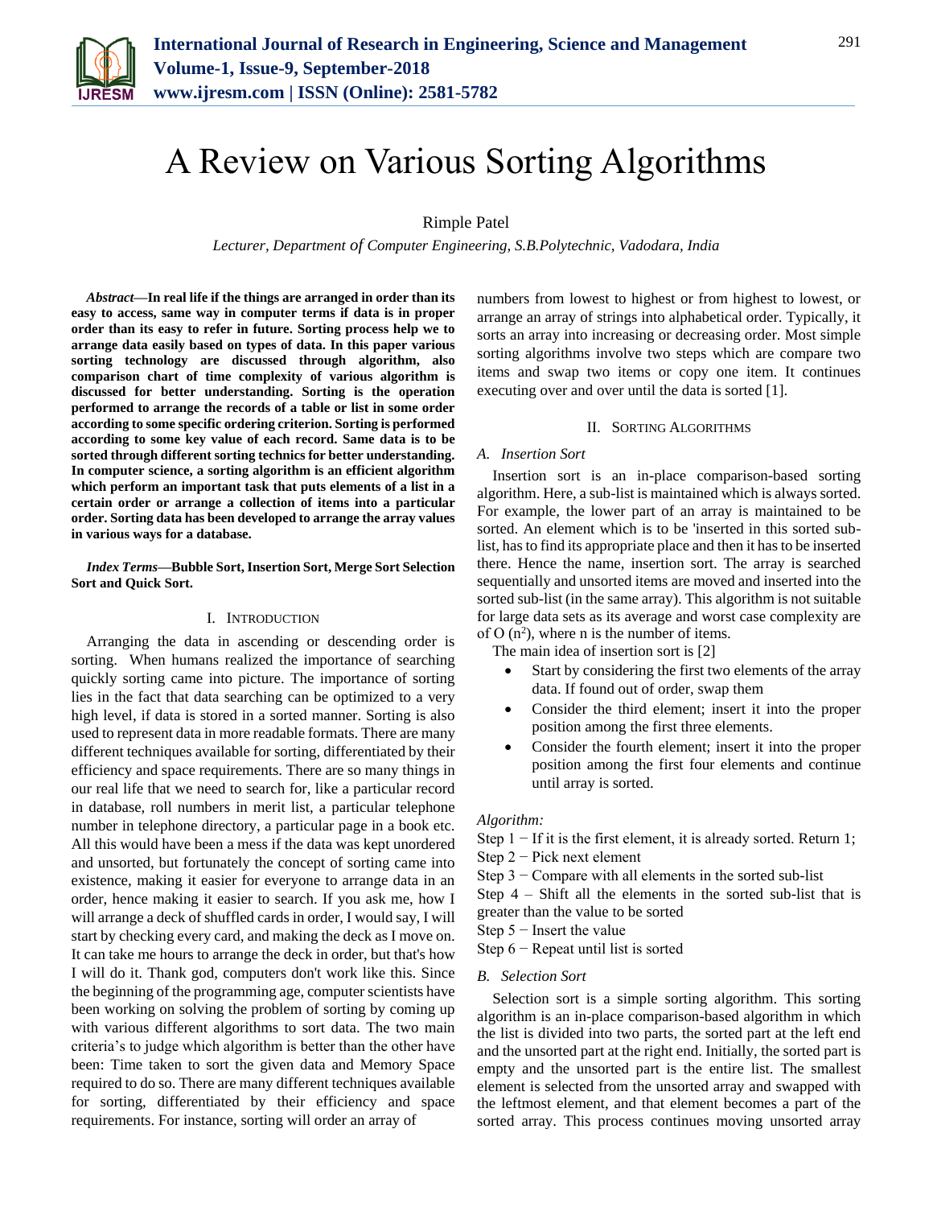# A Review on Various Sorting Algorithms

Rimple Patel

*Lecturer, Department of Computer Engineering, S.B.Polytechnic, Vadodara, India*

***Abstract*—In real life if the things are arranged in order than its easy to access, same way in computer terms if data is in proper order than its easy to refer in future. Sorting process help we to arrange data easily based on types of data. In this paper various sorting technology are discussed through algorithm, also comparison chart of time complexity of various algorithm is discussed for better understanding. Sorting is the operation performed to arrange the records of a table or list in some order according to some specific ordering criterion. Sorting is performed according to some key value of each record. Same data is to be sorted through different sorting technics for better understanding. In computer science, a sorting algorithm is an efficient algorithm which perform an important task that puts elements of a list in a certain order or arrange a collection of items into a particular order. Sorting data has been developed to arrange the array values in various ways for a database.**

***Index Terms*—Bubble Sort, Insertion Sort, Merge Sort Selection Sort and Quick Sort.**

## I. Introduction

Arranging the data in ascending or descending order is sorting. When humans realized the importance of searching quickly sorting came into picture. The importance of sorting lies in the fact that data searching can be optimized to a very high level, if data is stored in a sorted manner. Sorting is also used to represent data in more readable formats. There are many different techniques available for sorting, differentiated by their efficiency and space requirements. There are so many things in our real life that we need to search for, like a particular record in database, roll numbers in merit list, a particular telephone number in telephone directory, a particular page in a book etc. All this would have been a mess if the data was kept unordered and unsorted, but fortunately the concept of sorting came into existence, making it easier for everyone to arrange data in an order, hence making it easier to search. If you ask me, how I will arrange a deck of shuffled cards in order, I would say, I will start by checking every card, and making the deck as I move on. It can take me hours to arrange the deck in order, but that's how I will do it. Thank god, computers don't work like this. Since the beginning of the programming age, computer scientists have been working on solving the problem of sorting by coming up with various different algorithms to sort data. The two main criteria's to judge which algorithm is better than the other have been: Time taken to sort the given data and Memory Space required to do so. There are many different techniques available for sorting, differentiated by their efficiency and space requirements. For instance, sorting will order an array of numbers from lowest to highest or from highest to lowest, or arrange an array of strings into alphabetical order. Typically, it sorts an array into increasing or decreasing order. Most simple sorting algorithms involve two steps which are compare two items and swap two items or copy one item. It continues executing over and over until the data is sorted [1].

## II. Sorting Algorithms

### *A. Insertion Sort*

Insertion sort is an in-place comparison-based sorting algorithm. Here, a sub-list is maintained which is always sorted. For example, the lower part of an array is maintained to be sorted. An element which is to be 'inserted in this sorted sub-list, has to find its appropriate place and then it has to be inserted there. Hence the name, insertion sort. The array is searched sequentially and unsorted items are moved and inserted into the sorted sub-list (in the same array). This algorithm is not suitable for large data sets as its average and worst case complexity are of O ($n^2$), where n is the number of items.

The main idea of insertion sort is [2]

- Start by considering the first two elements of the array data. If found out of order, swap them
- Consider the third element; insert it into the proper position among the first three elements.
- Consider the fourth element; insert it into the proper position among the first four elements and continue until array is sorted.

*Algorithm:*

Step 1 − If it is the first element, it is already sorted. Return 1;
Step 2 − Pick next element
Step 3 − Compare with all elements in the sorted sub-list
Step 4 – Shift all the elements in the sorted sub-list that is greater than the value to be sorted
Step 5 − Insert the value
Step 6 − Repeat until list is sorted

### *B. Selection Sort*

Selection sort is a simple sorting algorithm. This sorting algorithm is an in-place comparison-based algorithm in which the list is divided into two parts, the sorted part at the left end and the unsorted part at the right end. Initially, the sorted part is empty and the unsorted part is the entire list. The smallest element is selected from the unsorted array and swapped with the leftmost element, and that element becomes a part of the sorted array. This process continues moving unsorted array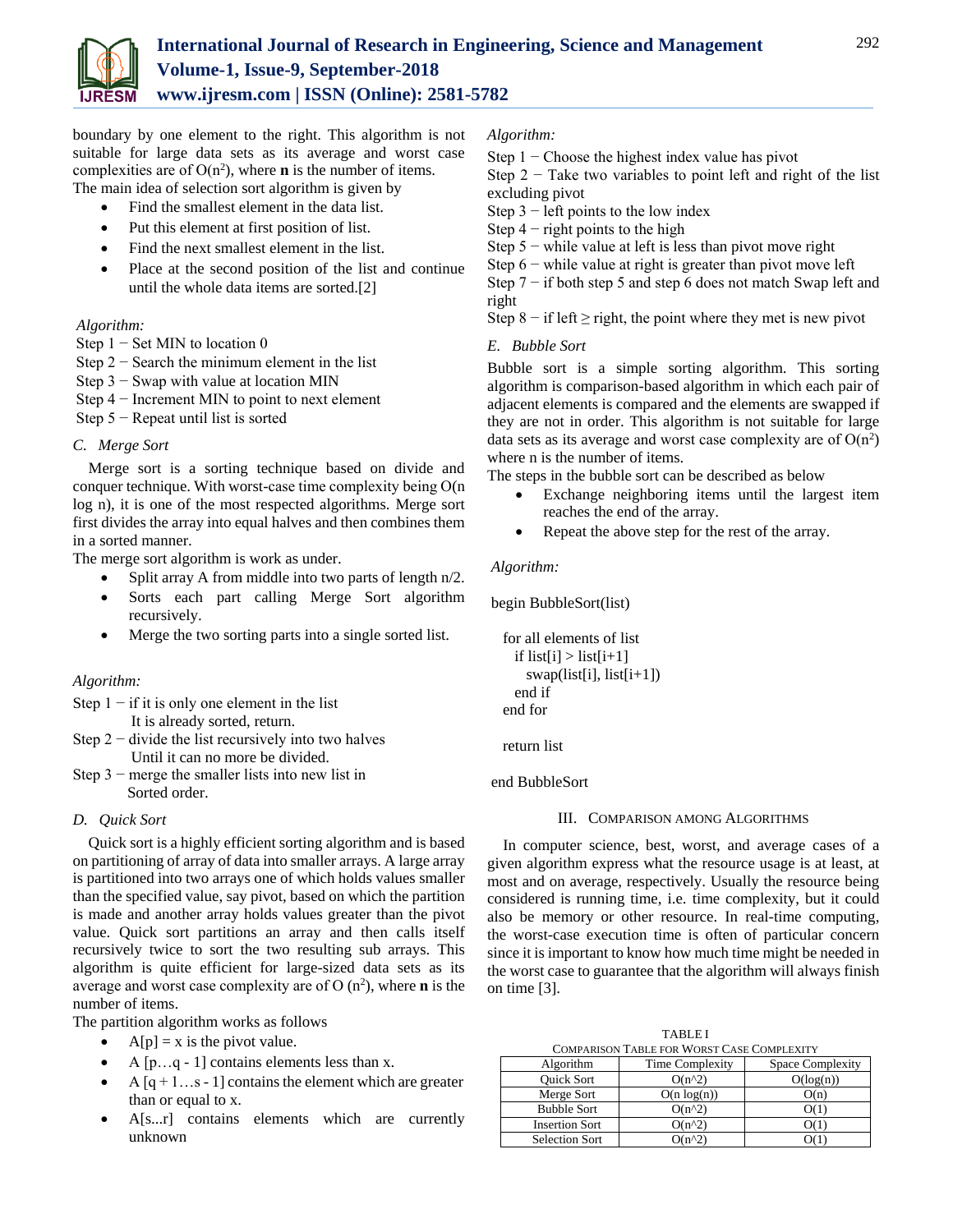boundary by one element to the right. This algorithm is not suitable for large data sets as its average and worst case complexities are of $O(n^2)$, where **n** is the number of items.

The main idea of selection sort algorithm is given by

- Find the smallest element in the data list.
- Put this element at first position of list.
- Find the next smallest element in the list.
- Place at the second position of the list and continue until the whole data items are sorted.[2]

*Algorithm:*

Step 1 − Set MIN to location 0
Step 2 − Search the minimum element in the list
Step 3 − Swap with value at location MIN
Step 4 − Increment MIN to point to next element
Step 5 − Repeat until list is sorted

### C. Merge Sort

Merge sort is a sorting technique based on divide and conquer technique. With worst-case time complexity being $O(n \log n)$, it is one of the most respected algorithms. Merge sort first divides the array into equal halves and then combines them in a sorted manner.

The merge sort algorithm is work as under.

- Split array A from middle into two parts of length n/2.
- Sorts each part calling Merge Sort algorithm recursively.
- Merge the two sorting parts into a single sorted list.

*Algorithm:*

Step 1 − if it is only one element in the list
It is already sorted, return.
Step 2 − divide the list recursively into two halves
Until it can no more be divided.
Step 3 − merge the smaller lists into new list in
Sorted order.

### D. Quick Sort

Quick sort is a highly efficient sorting algorithm and is based on partitioning of array of data into smaller arrays. A large array is partitioned into two arrays one of which holds values smaller than the specified value, say pivot, based on which the partition is made and another array holds values greater than the pivot value. Quick sort partitions an array and then calls itself recursively twice to sort the two resulting sub arrays. This algorithm is quite efficient for large-sized data sets as its average and worst case complexity are of $O(n^2)$, where **n** is the number of items.

The partition algorithm works as follows

- A[p] = x is the pivot value.
- A [p…q - 1] contains elements less than x.
- A [q + 1…s - 1] contains the element which are greater than or equal to x.
- A[s...r] contains elements which are currently unknown

*Algorithm:*

Step 1 − Choose the highest index value has pivot
Step 2 − Take two variables to point left and right of the list excluding pivot
Step 3 − left points to the low index
Step 4 − right points to the high
Step 5 − while value at left is less than pivot move right
Step 6 − while value at right is greater than pivot move left
Step 7 − if both step 5 and step 6 does not match Swap left and right
Step 8 − if left ≥ right, the point where they met is new pivot

### E. Bubble Sort

Bubble sort is a simple sorting algorithm. This sorting algorithm is comparison-based algorithm in which each pair of adjacent elements is compared and the elements are swapped if they are not in order. This algorithm is not suitable for large data sets as its average and worst case complexity are of $O(n^2)$ where n is the number of items.

The steps in the bubble sort can be described as below

- Exchange neighboring items until the largest item reaches the end of the array.
- Repeat the above step for the rest of the array.

*Algorithm:*

```
begin BubbleSort(list)

  for all elements of list
    if list[i] > list[i+1]
      swap(list[i], list[i+1])
    end if
  end for

  return list

end BubbleSort
```

## III. Comparison among Algorithms

In computer science, best, worst, and average cases of a given algorithm express what the resource usage is at least, at most and on average, respectively. Usually the resource being considered is running time, i.e. time complexity, but it could also be memory or other resource. In real-time computing, the worst-case execution time is often of particular concern since it is important to know how much time might be needed in the worst case to guarantee that the algorithm will always finish on time [3].

TABLE I
Comparison Table for Worst Case Complexity

| Algorithm | Time Complexity | Space Complexity |
|---|---|---|
| Quick Sort | O(n^2) | O(log(n)) |
| Merge Sort | O(n log(n)) | O(n) |
| Bubble Sort | O(n^2) | O(1) |
| Insertion Sort | O(n^2) | O(1) |
| Selection Sort | O(n^2) | O(1) |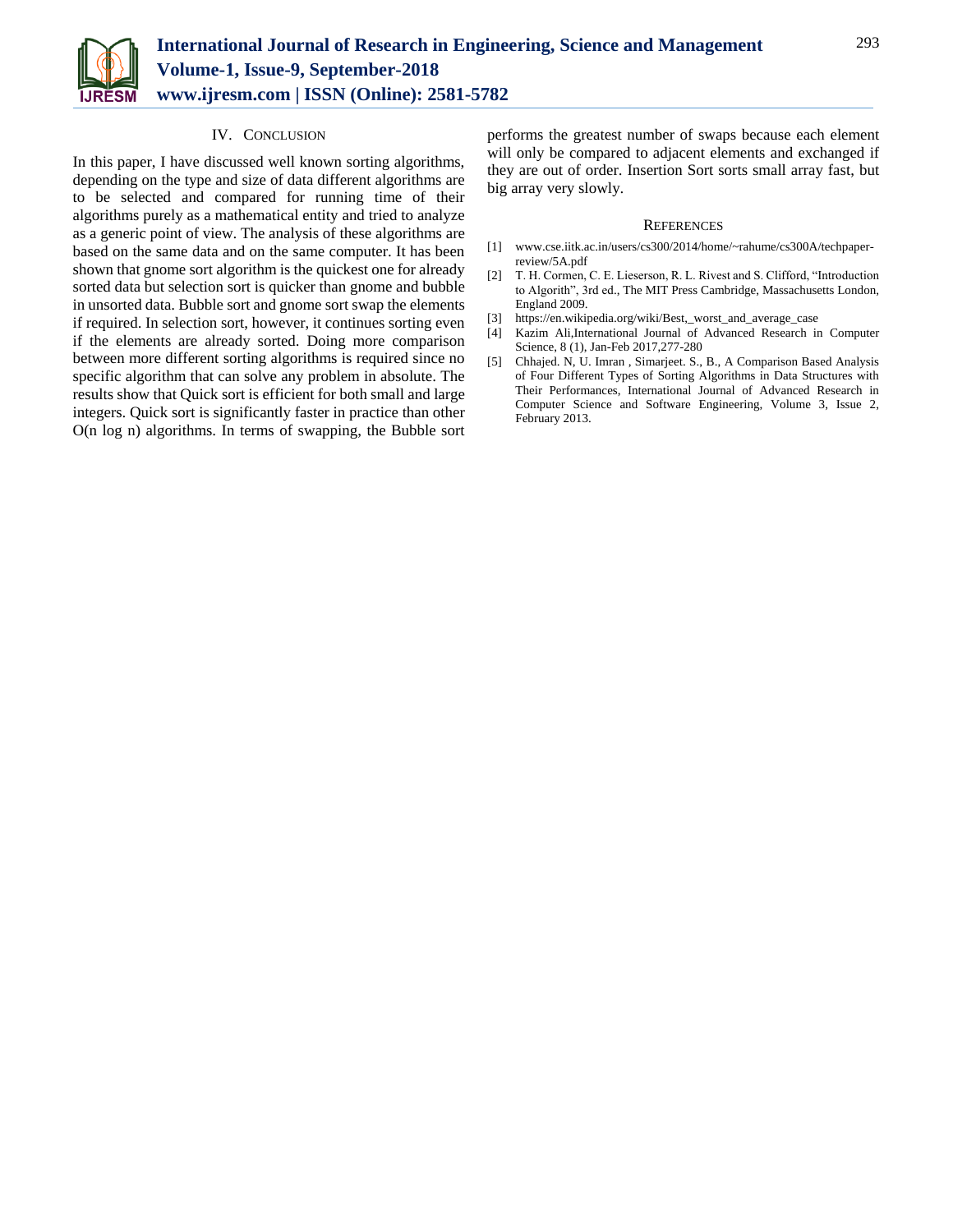## IV. CONCLUSION

In this paper, I have discussed well known sorting algorithms, depending on the type and size of data different algorithms are to be selected and compared for running time of their algorithms purely as a mathematical entity and tried to analyze as a generic point of view. The analysis of these algorithms are based on the same data and on the same computer. It has been shown that gnome sort algorithm is the quickest one for already sorted data but selection sort is quicker than gnome and bubble in unsorted data. Bubble sort and gnome sort swap the elements if required. In selection sort, however, it continues sorting even if the elements are already sorted. Doing more comparison between more different sorting algorithms is required since no specific algorithm that can solve any problem in absolute. The results show that Quick sort is efficient for both small and large integers. Quick sort is significantly faster in practice than other O(n log n) algorithms. In terms of swapping, the Bubble sort performs the greatest number of swaps because each element will only be compared to adjacent elements and exchanged if they are out of order. Insertion Sort sorts small array fast, but big array very slowly.

## REFERENCES

[1] www.cse.iitk.ac.in/users/cs300/2014/home/~rahume/cs300A/techpaper-review/5A.pdf

[2] T. H. Cormen, C. E. Lieserson, R. L. Rivest and S. Clifford, "Introduction to Algorith", 3rd ed., The MIT Press Cambridge, Massachusetts London, England 2009.

[3] https://en.wikipedia.org/wiki/Best,_worst_and_average_case

[4] Kazim Ali,International Journal of Advanced Research in Computer Science, 8 (1), Jan-Feb 2017,277-280

[5] Chhajed. N, U. Imran , Simarjeet. S., B., A Comparison Based Analysis of Four Different Types of Sorting Algorithms in Data Structures with Their Performances, International Journal of Advanced Research in Computer Science and Software Engineering, Volume 3, Issue 2, February 2013.